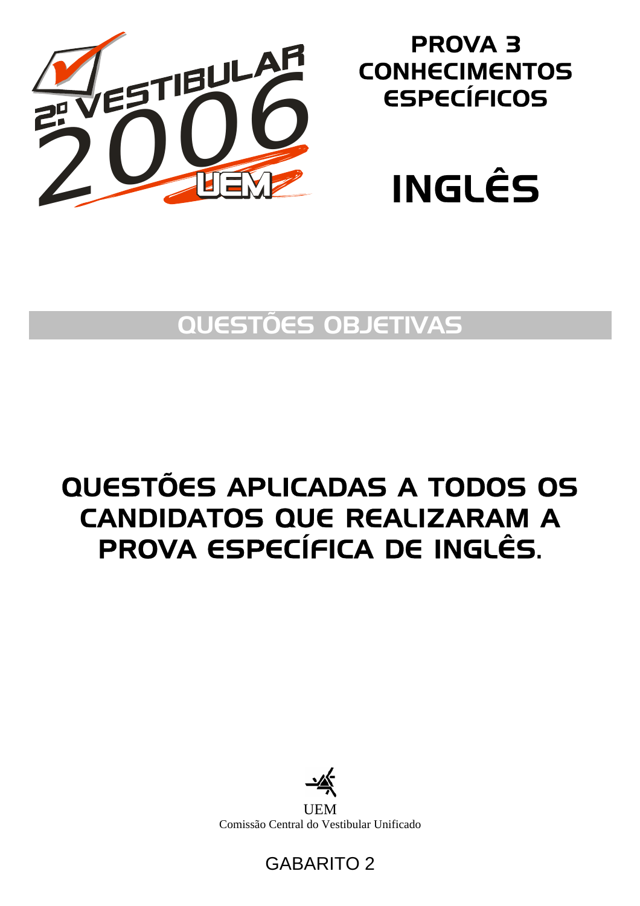2º VESTIBULAR 2006 UEM

# PROVA 3
# CONHECIMENTOS ESPECÍFICOS

# INGLÊS

## QUESTÕES OBJETIVAS

## QUESTÕES APLICADAS A TODOS OS CANDIDATOS QUE REALIZARAM A PROVA ESPECÍFICA DE INGLÊS.

UEM
Comissão Central do Vestibular Unificado

GABARITO 2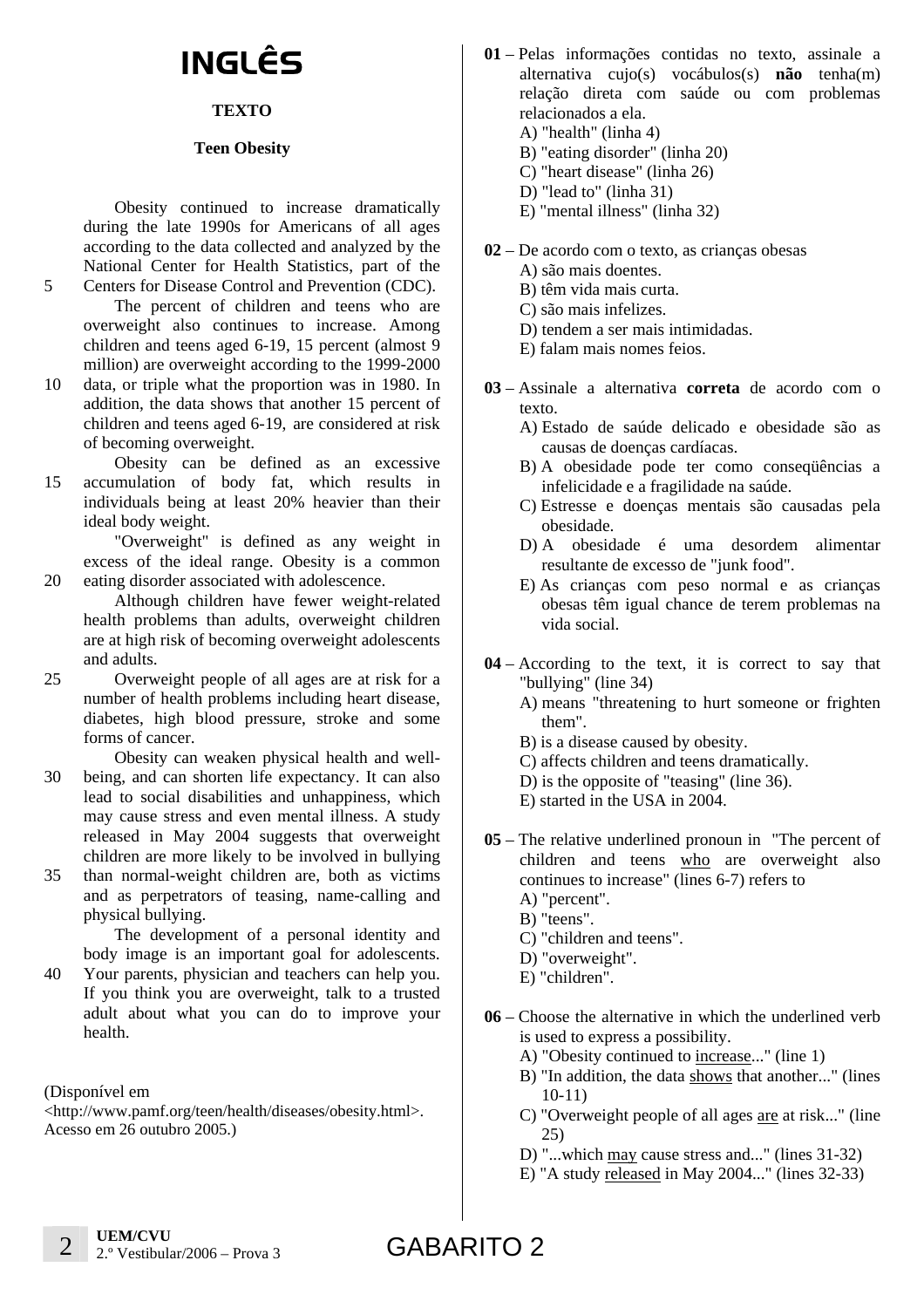# INGLÊS

**TEXTO**

**Teen Obesity**

Obesity continued to increase dramatically during the late 1990s for Americans of all ages according to the data collected and analyzed by the National Center for Health Statistics, part of the Centers for Disease Control and Prevention (CDC).

The percent of children and teens <u>who</u> are overweight also continues to increase. Among children and teens aged 6-19, 15 percent (almost 9 million) are overweight according to the 1999-2000 data, or triple what the proportion was in 1980. In addition, the data shows that another 15 percent of children and teens aged 6-19, are considered at risk of becoming overweight.

Obesity can be defined as an excessive accumulation of body fat, which results in individuals being at least 20% heavier than their ideal body weight.

"Overweight" is defined as any weight in excess of the ideal range. Obesity is a common eating disorder associated with adolescence.

Although children have fewer weight-related health problems than adults, overweight children are at high risk of becoming overweight adolescents and adults.

Overweight people of all ages are at risk for a number of health problems including heart disease, diabetes, high blood pressure, stroke and some forms of cancer.

Obesity can weaken physical health and well-being, and can shorten life expectancy. It can also lead to social disabilities and unhappiness, which may cause stress and even mental illness. A study released in May 2004 suggests that overweight children are more likely to be involved in bullying than normal-weight children are, both as victims and as perpetrators of teasing, name-calling and physical bullying.

The development of a personal identity and body image is an important goal for adolescents. Your parents, physician and teachers can help you. If you think you are overweight, talk to a trusted adult about what you can do to improve your health.

(Disponível em <http://www.pamf.org/teen/health/diseases/obesity.html>. Acesso em 26 outubro 2005.)

**01** – Pelas informações contidas no texto, assinale a alternativa cujo(s) vocábulos(s) **não** tenha(m) relação direta com saúde ou com problemas relacionados a ela.

A) "health" (linha 4)
B) "eating disorder" (linha 20)
C) "heart disease" (linha 26)
D) "lead to" (linha 31)
E) "mental illness" (linha 32)

**02** – De acordo com o texto, as crianças obesas

A) são mais doentes.
B) têm vida mais curta.
C) são mais infelizes.
D) tendem a ser mais intimidadas.
E) falam mais nomes feios.

**03** – Assinale a alternativa **correta** de acordo com o texto.

A) Estado de saúde delicado e obesidade são as causas de doenças cardíacas.
B) A obesidade pode ter como conseqüências a infelicidade e a fragilidade na saúde.
C) Estresse e doenças mentais são causadas pela obesidade.
D) A obesidade é uma desordem alimentar resultante de excesso de "junk food".
E) As crianças com peso normal e as crianças obesas têm igual chance de terem problemas na vida social.

**04** – According to the text, it is correct to say that "bullying" (line 34)

A) means "threatening to hurt someone or frighten them".
B) is a disease caused by obesity.
C) affects children and teens dramatically.
D) is the opposite of "teasing" (line 36).
E) started in the USA in 2004.

**05** – The relative underlined pronoun in "The percent of children and teens <u>who</u> are overweight also continues to increase" (lines 6-7) refers to

A) "percent".
B) "teens".
C) "children and teens".
D) "overweight".
E) "children".

**06** – Choose the alternative in which the underlined verb is used to express a possibility.

A) "Obesity continued to <u>increase</u>..." (line 1)
B) "In addition, the data <u>shows</u> that another..." (lines 10-11)
C) "Overweight people of all ages <u>are</u> at risk..." (line 25)
D) "...which <u>may</u> cause stress and..." (lines 31-32)
E) "A study <u>released</u> in May 2004..." (lines 32-33)

GABARITO 2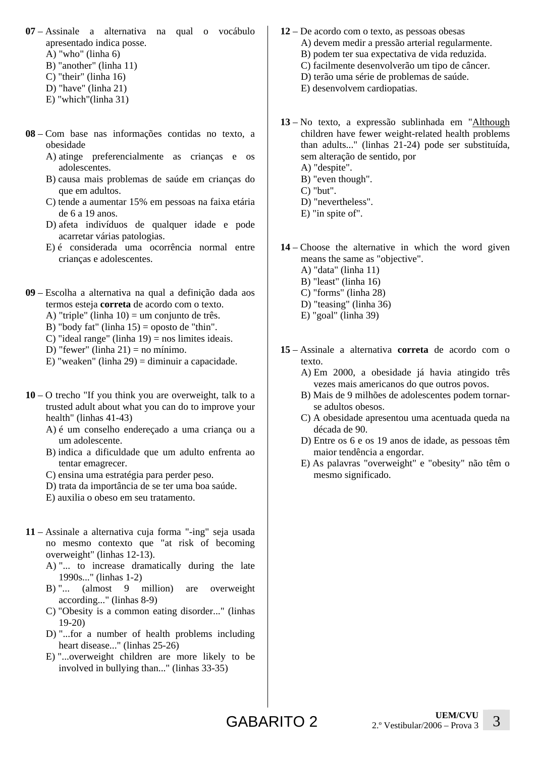**07** – Assinale a alternativa na qual o vocábulo apresentado indica posse.

A) "who" (linha 6)
B) "another" (linha 11)
C) "their" (linha 16)
D) "have" (linha 21)
E) "which"(linha 31)

**08** – Com base nas informações contidas no texto, a obesidade

A) atinge preferencialmente as crianças e os adolescentes.
B) causa mais problemas de saúde em crianças do que em adultos.
C) tende a aumentar 15% em pessoas na faixa etária de 6 a 19 anos.
D) afeta indivíduos de qualquer idade e pode acarretar várias patologias.
E) é considerada uma ocorrência normal entre crianças e adolescentes.

**09** – Escolha a alternativa na qual a definição dada aos termos esteja **correta** de acordo com o texto.

A) "triple" (linha 10) = um conjunto de três.
B) "body fat" (linha 15) = oposto de "thin".
C) "ideal range" (linha 19) = nos limites ideais.
D) "fewer" (linha 21) = no mínimo.
E) "weaken" (linha 29) = diminuir a capacidade.

**10** – O trecho "If you think you are overweight, talk to a trusted adult about what you can do to improve your health" (linhas 41-43)

A) é um conselho endereçado a uma criança ou a um adolescente.
B) indica a dificuldade que um adulto enfrenta ao tentar emagrecer.
C) ensina uma estratégia para perder peso.
D) trata da importância de se ter uma boa saúde.
E) auxilia o obeso em seu tratamento.

**11** – Assinale a alternativa cuja forma "-ing" seja usada no mesmo contexto que "at risk of becoming overweight" (linhas 12-13).

A) "... to increase dramatically during the late 1990s..." (linhas 1-2)
B) "... (almost 9 million) are overweight according..." (linhas 8-9)
C) "Obesity is a common eating disorder..." (linhas 19-20)
D) "...for a number of health problems including heart disease..." (linhas 25-26)
E) "...overweight children are more likely to be involved in bullying than..." (linhas 33-35)

**12** – De acordo com o texto, as pessoas obesas

A) devem medir a pressão arterial regularmente.
B) podem ter sua expectativa de vida reduzida.
C) facilmente desenvolverão um tipo de câncer.
D) terão uma série de problemas de saúde.
E) desenvolvem cardiopatias.

**13** – No texto, a expressão sublinhada em "Although children have fewer weight-related health problems than adults..." (linhas 21-24) pode ser substituída, sem alteração de sentido, por

A) "despite".
B) "even though".
C) "but".
D) "nevertheless".
E) "in spite of".

**14** – Choose the alternative in which the word given means the same as "objective".

A) "data" (linha 11)
B) "least" (linha 16)
C) "forms" (linha 28)
D) "teasing" (linha 36)
E) "goal" (linha 39)

**15** – Assinale a alternativa **correta** de acordo com o texto.

A) Em 2000, a obesidade já havia atingido três vezes mais americanos do que outros povos.
B) Mais de 9 milhões de adolescentes podem tornar-se adultos obesos.
C) A obesidade apresentou uma acentuada queda na década de 90.
D) Entre os 6 e os 19 anos de idade, as pessoas têm maior tendência a engordar.
E) As palavras "overweight" e "obesity" não têm o mesmo significado.

GABARITO 2